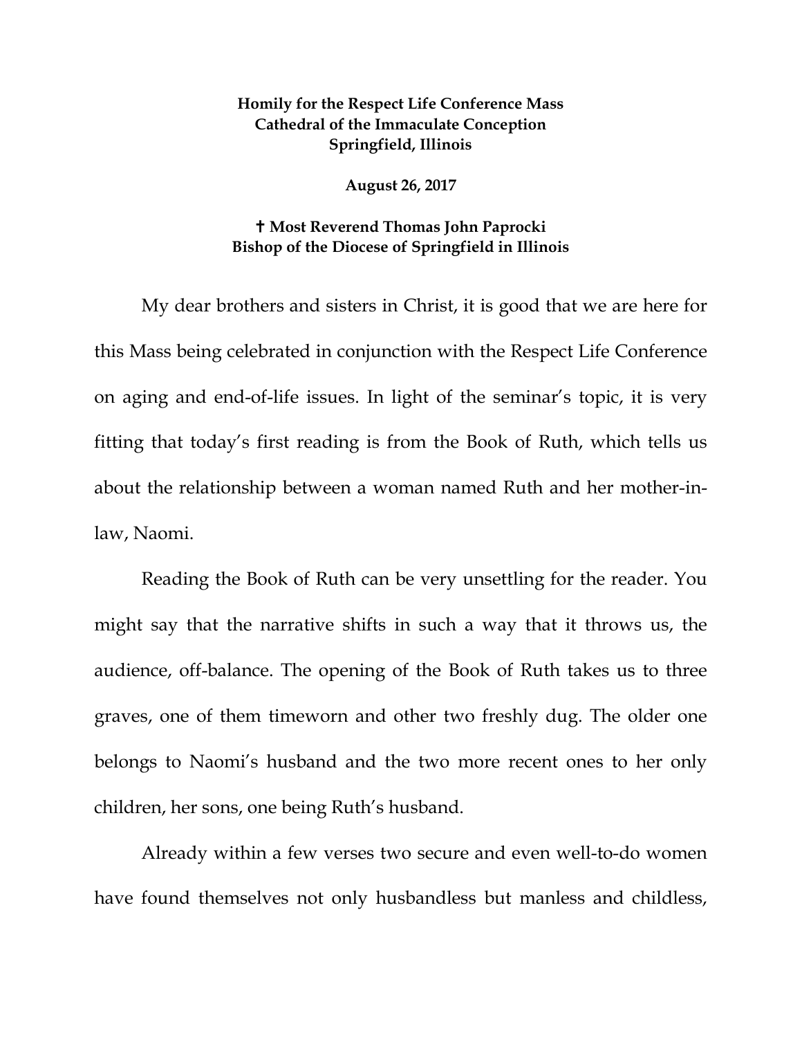**Homily for the Respect Life Conference Mass**
**Cathedral of the Immaculate Conception**
**Springfield, Illinois**

**August 26, 2017**

**✝ Most Reverend Thomas John Paprocki**
**Bishop of the Diocese of Springfield in Illinois**

My dear brothers and sisters in Christ, it is good that we are here for this Mass being celebrated in conjunction with the Respect Life Conference on aging and end-of-life issues. In light of the seminar's topic, it is very fitting that today's first reading is from the Book of Ruth, which tells us about the relationship between a woman named Ruth and her mother-in-law, Naomi.

Reading the Book of Ruth can be very unsettling for the reader. You might say that the narrative shifts in such a way that it throws us, the audience, off-balance. The opening of the Book of Ruth takes us to three graves, one of them timeworn and other two freshly dug. The older one belongs to Naomi's husband and the two more recent ones to her only children, her sons, one being Ruth's husband.

Already within a few verses two secure and even well-to-do women have found themselves not only husbandless but manless and childless,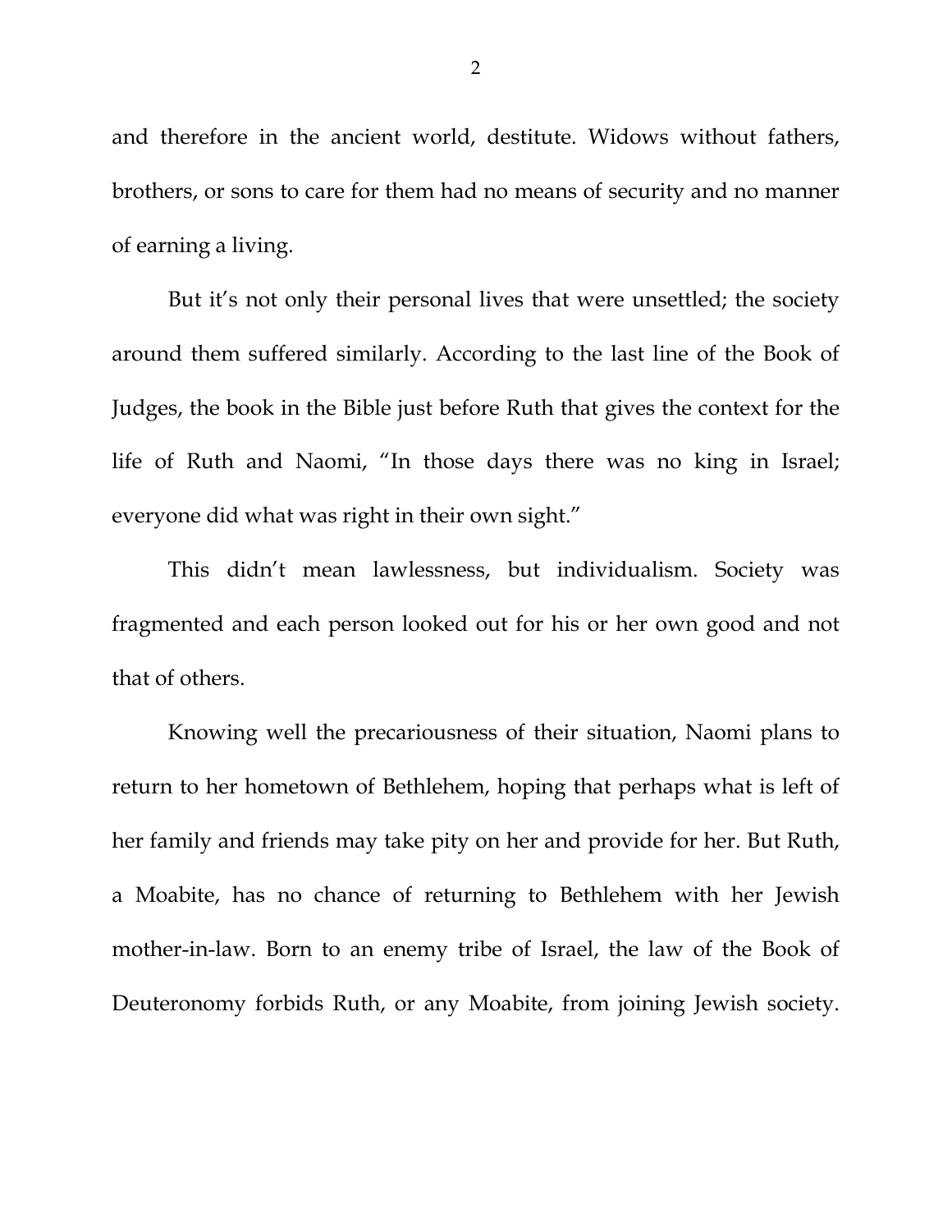and therefore in the ancient world, destitute. Widows without fathers, brothers, or sons to care for them had no means of security and no manner of earning a living.

But it's not only their personal lives that were unsettled; the society around them suffered similarly. According to the last line of the Book of Judges, the book in the Bible just before Ruth that gives the context for the life of Ruth and Naomi, "In those days there was no king in Israel; everyone did what was right in their own sight."

This didn't mean lawlessness, but individualism. Society was fragmented and each person looked out for his or her own good and not that of others.

Knowing well the precariousness of their situation, Naomi plans to return to her hometown of Bethlehem, hoping that perhaps what is left of her family and friends may take pity on her and provide for her. But Ruth, a Moabite, has no chance of returning to Bethlehem with her Jewish mother-in-law. Born to an enemy tribe of Israel, the law of the Book of Deuteronomy forbids Ruth, or any Moabite, from joining Jewish society.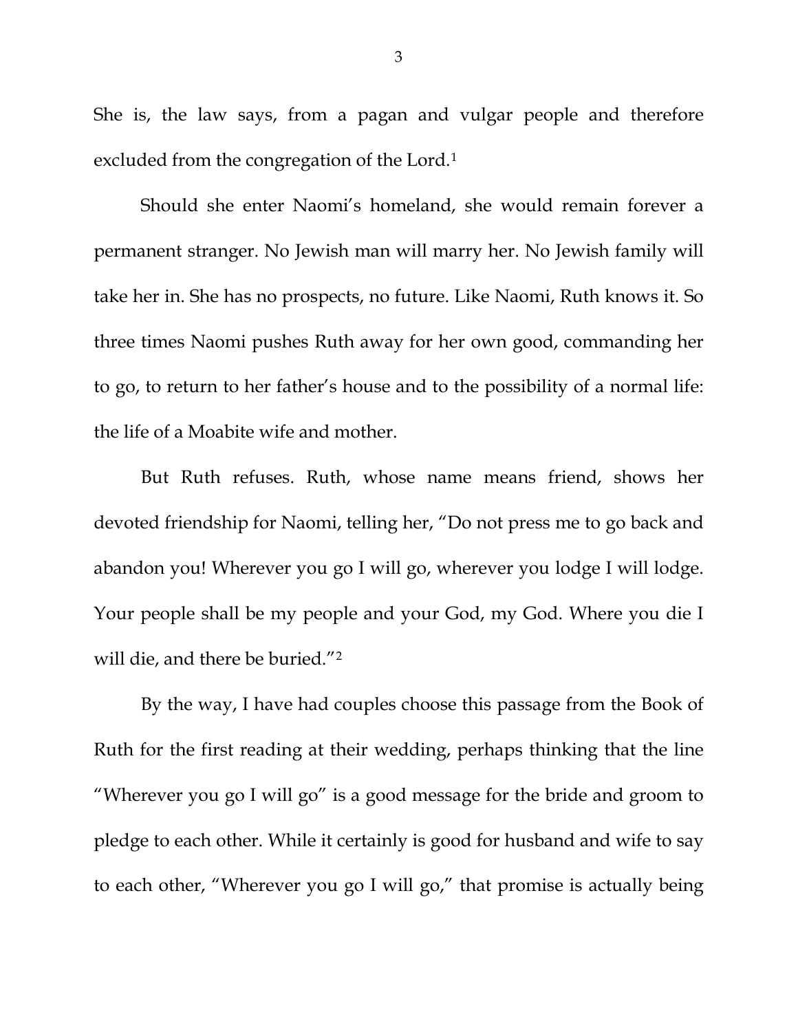She is, the law says, from a pagan and vulgar people and therefore excluded from the congregation of the Lord.[1]

Should she enter Naomi's homeland, she would remain forever a permanent stranger. No Jewish man will marry her. No Jewish family will take her in. She has no prospects, no future. Like Naomi, Ruth knows it. So three times Naomi pushes Ruth away for her own good, commanding her to go, to return to her father's house and to the possibility of a normal life: the life of a Moabite wife and mother.

But Ruth refuses. Ruth, whose name means friend, shows her devoted friendship for Naomi, telling her, "Do not press me to go back and abandon you! Wherever you go I will go, wherever you lodge I will lodge. Your people shall be my people and your God, my God. Where you die I will die, and there be buried."[2]

By the way, I have had couples choose this passage from the Book of Ruth for the first reading at their wedding, perhaps thinking that the line "Wherever you go I will go" is a good message for the bride and groom to pledge to each other. While it certainly is good for husband and wife to say to each other, "Wherever you go I will go," that promise is actually being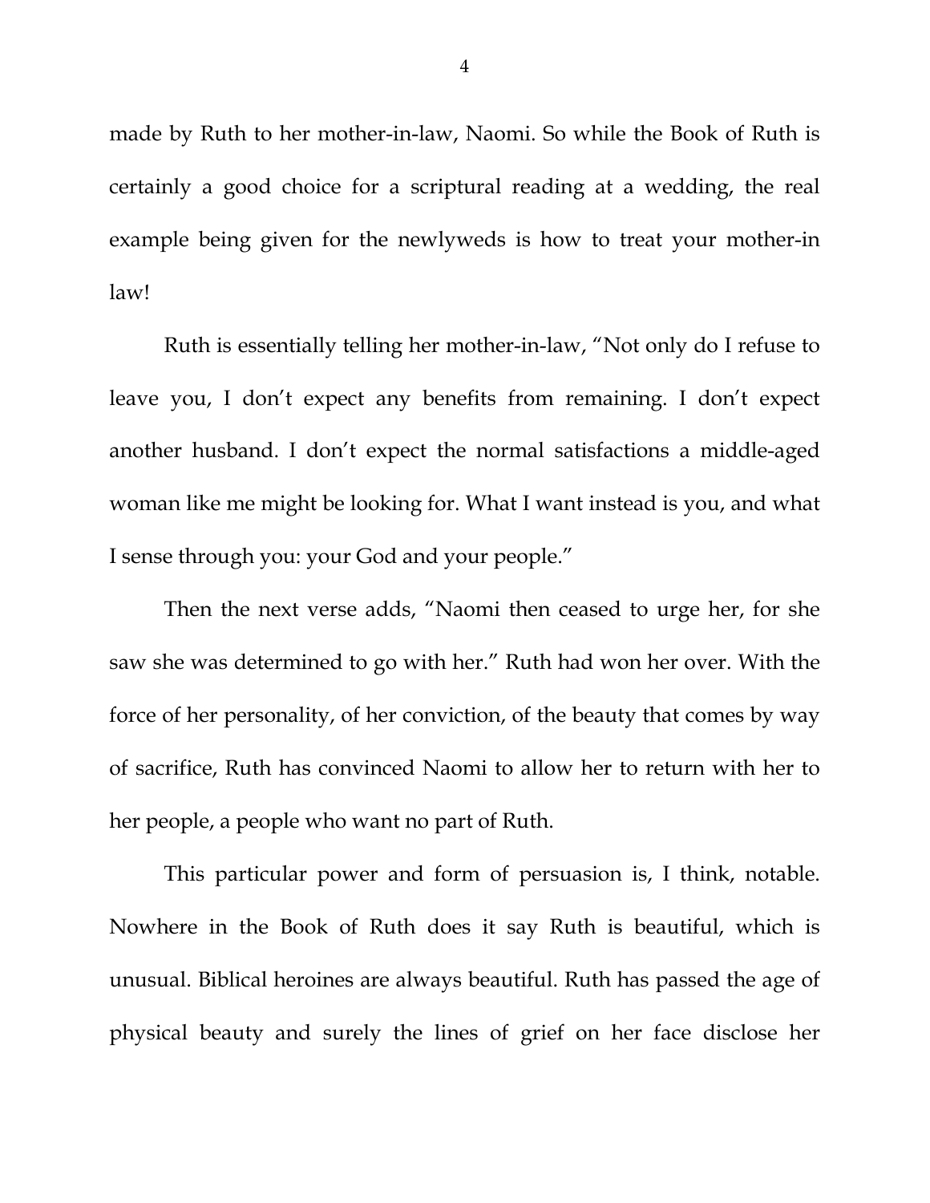made by Ruth to her mother-in-law, Naomi. So while the Book of Ruth is certainly a good choice for a scriptural reading at a wedding, the real example being given for the newlyweds is how to treat your mother-in law!

Ruth is essentially telling her mother-in-law, "Not only do I refuse to leave you, I don't expect any benefits from remaining. I don't expect another husband. I don't expect the normal satisfactions a middle-aged woman like me might be looking for. What I want instead is you, and what I sense through you: your God and your people."

Then the next verse adds, "Naomi then ceased to urge her, for she saw she was determined to go with her." Ruth had won her over. With the force of her personality, of her conviction, of the beauty that comes by way of sacrifice, Ruth has convinced Naomi to allow her to return with her to her people, a people who want no part of Ruth.

This particular power and form of persuasion is, I think, notable. Nowhere in the Book of Ruth does it say Ruth is beautiful, which is unusual. Biblical heroines are always beautiful. Ruth has passed the age of physical beauty and surely the lines of grief on her face disclose her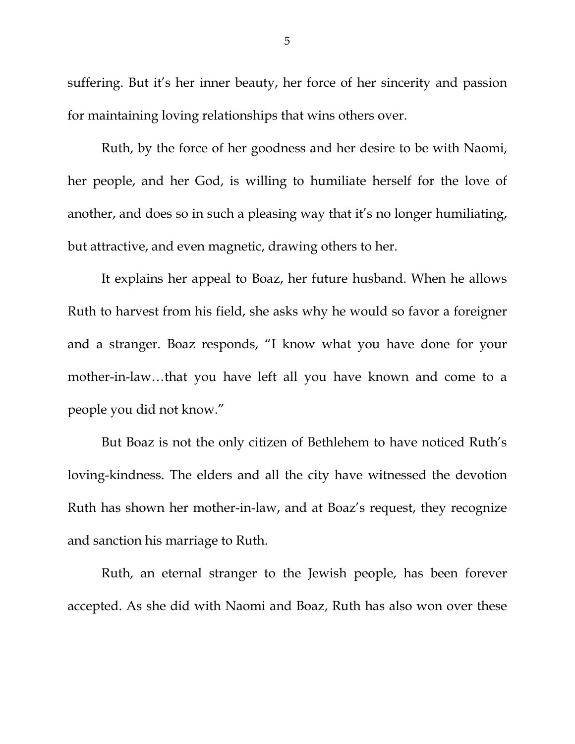suffering. But it's her inner beauty, her force of her sincerity and passion for maintaining loving relationships that wins others over.

Ruth, by the force of her goodness and her desire to be with Naomi, her people, and her God, is willing to humiliate herself for the love of another, and does so in such a pleasing way that it's no longer humiliating, but attractive, and even magnetic, drawing others to her.

It explains her appeal to Boaz, her future husband. When he allows Ruth to harvest from his field, she asks why he would so favor a foreigner and a stranger. Boaz responds, "I know what you have done for your mother-in-law…that you have left all you have known and come to a people you did not know."

But Boaz is not the only citizen of Bethlehem to have noticed Ruth's loving-kindness. The elders and all the city have witnessed the devotion Ruth has shown her mother-in-law, and at Boaz's request, they recognize and sanction his marriage to Ruth.

Ruth, an eternal stranger to the Jewish people, has been forever accepted. As she did with Naomi and Boaz, Ruth has also won over these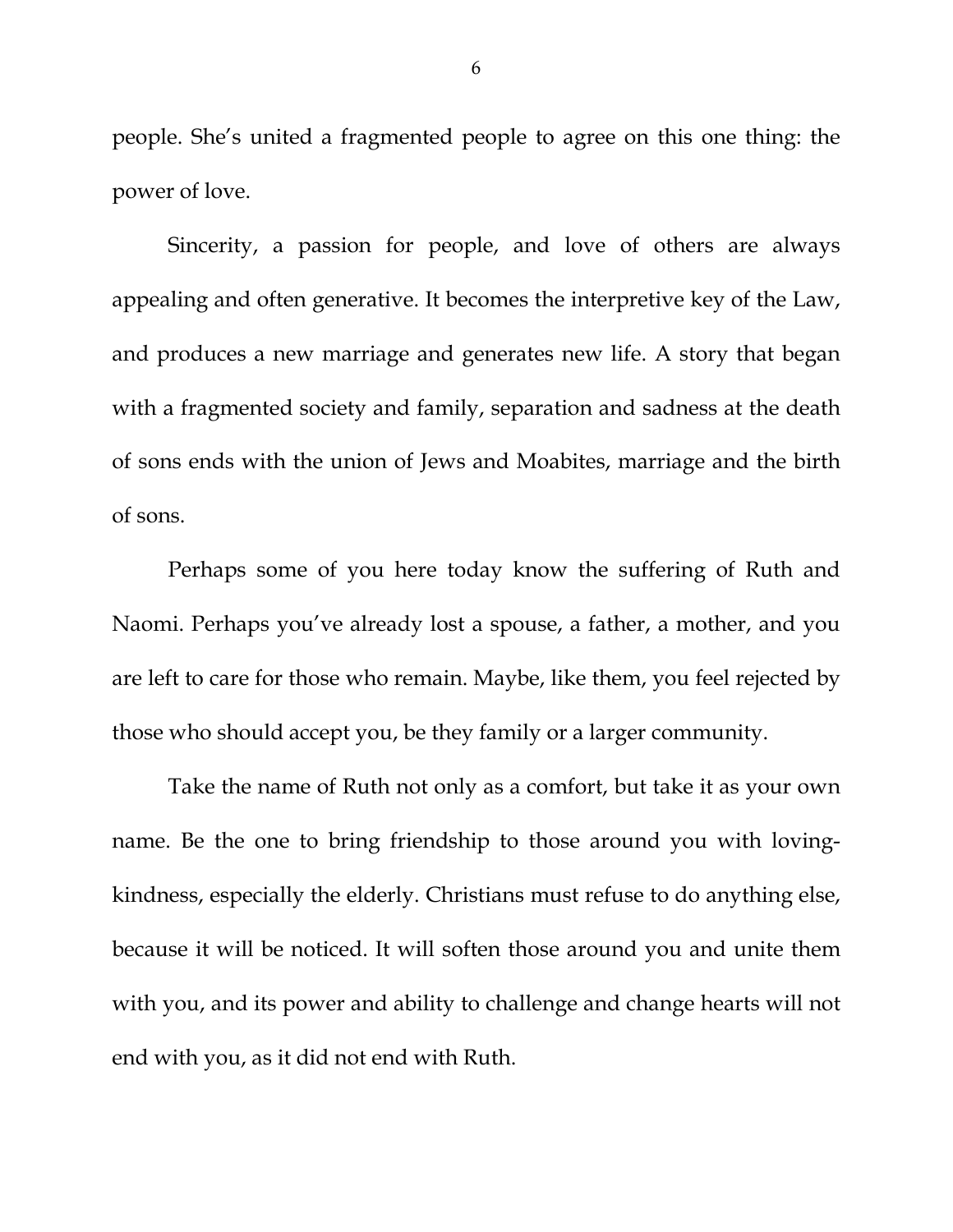people. She's united a fragmented people to agree on this one thing: the power of love.

Sincerity, a passion for people, and love of others are always appealing and often generative. It becomes the interpretive key of the Law, and produces a new marriage and generates new life. A story that began with a fragmented society and family, separation and sadness at the death of sons ends with the union of Jews and Moabites, marriage and the birth of sons.

Perhaps some of you here today know the suffering of Ruth and Naomi. Perhaps you've already lost a spouse, a father, a mother, and you are left to care for those who remain. Maybe, like them, you feel rejected by those who should accept you, be they family or a larger community.

Take the name of Ruth not only as a comfort, but take it as your own name. Be the one to bring friendship to those around you with loving-kindness, especially the elderly. Christians must refuse to do anything else, because it will be noticed. It will soften those around you and unite them with you, and its power and ability to challenge and change hearts will not end with you, as it did not end with Ruth.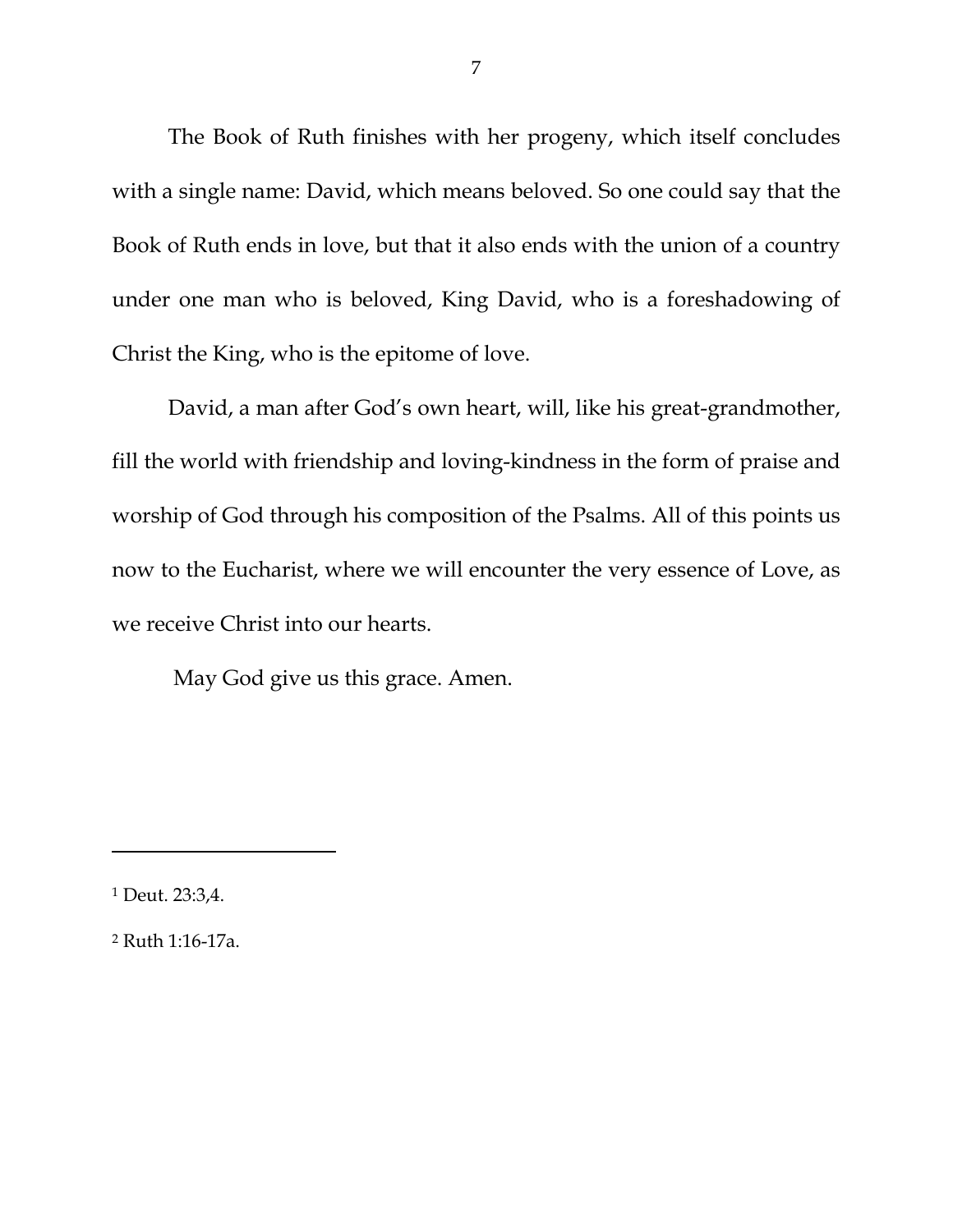The Book of Ruth finishes with her progeny, which itself concludes with a single name: David, which means beloved. So one could say that the Book of Ruth ends in love, but that it also ends with the union of a country under one man who is beloved, King David, who is a foreshadowing of Christ the King, who is the epitome of love.

David, a man after God's own heart, will, like his great-grandmother, fill the world with friendship and loving-kindness in the form of praise and worship of God through his composition of the Psalms. All of this points us now to the Eucharist, where we will encounter the very essence of Love, as we receive Christ into our hearts.

May God give us this grace. Amen.

---

[1] Deut. 23:3,4.

[2] Ruth 1:16-17a.